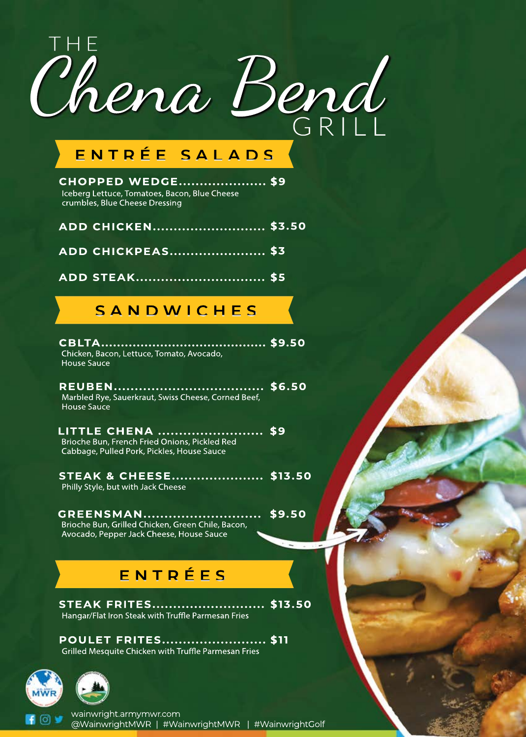# THE Chena Bend GRILL

## ENTRÉE SALADS

**CHOPPED WEDGE.................... $9**
Iceberg Lettuce, Tomatoes, Bacon, Blue Cheese crumbles, Blue Cheese Dressing

**ADD CHICKEN.......................... $3.50**

**ADD CHICKPEAS...................... $3**

**ADD STEAK.............................. $5**

## SANDWICHES

**CBLTA........................................ $9.50**
Chicken, Bacon, Lettuce, Tomato, Avocado, House Sauce

**REUBEN................................... $6.50**
Marbled Rye, Sauerkraut, Swiss Cheese, Corned Beef, House Sauce

**LITTLE CHENA ......................... $9**
Brioche Bun, French Fried Onions, Pickled Red Cabbage, Pulled Pork, Pickles, House Sauce

**STEAK & CHEESE..................... $13.50**
Philly Style, but with Jack Cheese

**GREENSMAN........................... $9.50**
Brioche Bun, Grilled Chicken, Green Chile, Bacon, Avocado, Pepper Jack Cheese, House Sauce

## ENTRÉES

**STEAK FRITES.......................... $13.50**
Hangar/Flat Iron Steak with Truffle Parmesan Fries

**POULET FRITES........................ $11**
Grilled Mesquite Chicken with Truffle Parmesan Fries

wainwright.armymwr.com
@WainwrightMWR | #WainwrightMWR | #WainwrightGolf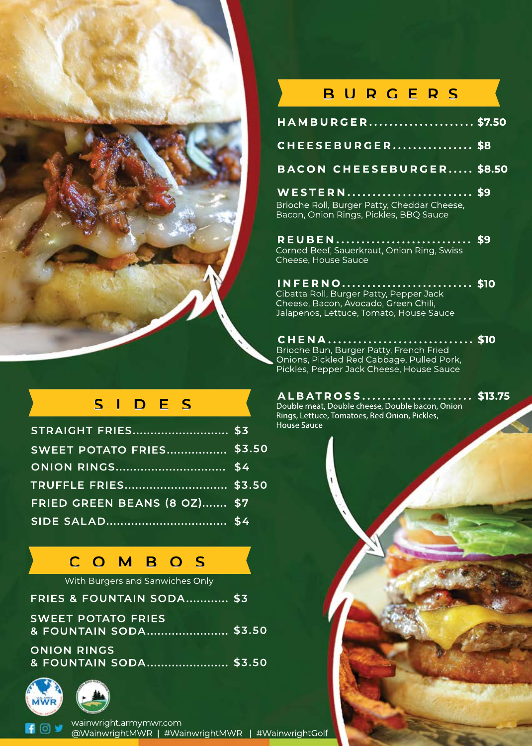## BURGERS

**HAMBURGER**..................... $7.50

**CHEESEBURGER**................ $8

**BACON CHEESEBURGER**..... $8.50

**WESTERN**......................... $9
Brioche Roll, Burger Patty, Cheddar Cheese, Bacon, Onion Rings, Pickles, BBQ Sauce

**REUBEN**........................... $9
Corned Beef, Sauerkraut, Onion Ring, Swiss Cheese, House Sauce

**INFERNO**.......................... $10
Cibatta Roll, Burger Patty, Pepper Jack Cheese, Bacon, Avocado, Green Chili, Jalapenos, Lettuce, Tomato, House Sauce

**CHENA**............................ $10
Brioche Bun, Burger Patty, French Fried Onions, Pickled Red Cabbage, Pulled Pork, Pickles, Pepper Jack Cheese, House Sauce

**ALBATROSS**..................... $13.75
Double meat, Double cheese, Double bacon, Onion Rings, Lettuce, Tomatoes, Red Onion, Pickles, House Sauce

## SIDES

STRAIGHT FRIES.......................... $3

SWEET POTATO FRIES................ $3.50

ONION RINGS.............................. $4

TRUFFLE FRIES............................ $3.50

FRIED GREEN BEANS (8 OZ)....... $7

SIDE SALAD................................. $4

## COMBOS

With Burgers and Sanwiches Only

FRIES & FOUNTAIN SODA........... $3

SWEET POTATO FRIES & FOUNTAIN SODA...................... $3.50

ONION RINGS & FOUNTAIN SODA...................... $3.50

wainwright.armymwr.com
@WainwrightMWR | #WainwrightMWR | #WainwrightGolf